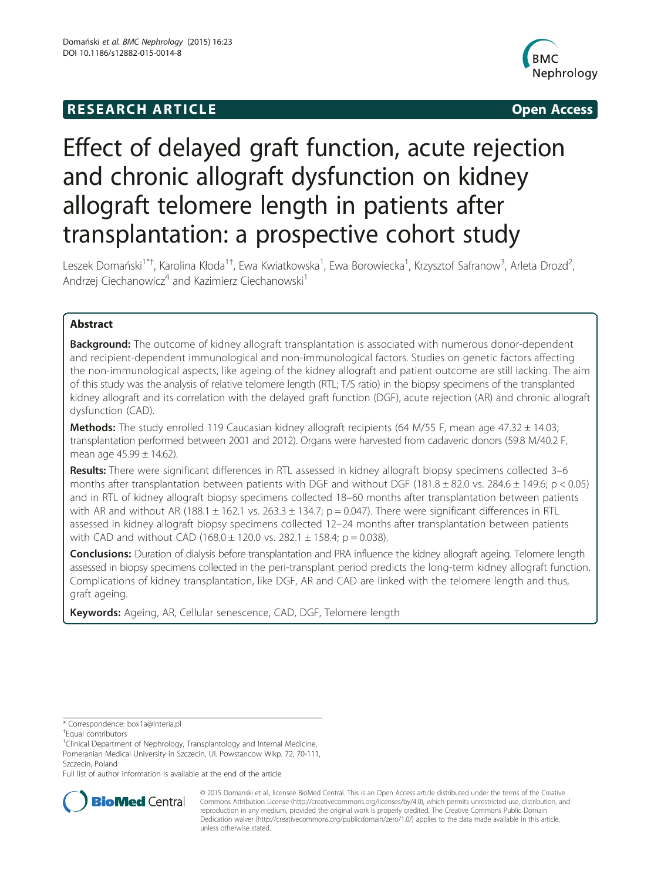**RESEARCH ARTICLE** **Open Access**

# Effect of delayed graft function, acute rejection and chronic allograft dysfunction on kidney allograft telomere length in patients after transplantation: a prospective cohort study

Leszek Domański[1*†], Karolina Kłoda[1†], Ewa Kwiatkowska[1], Ewa Borowiecka[1], Krzysztof Safranow[3], Arleta Drozd[2], Andrzej Ciechanowicz[4] and Kazimierz Ciechanowski[1]

## Abstract

**Background:** The outcome of kidney allograft transplantation is associated with numerous donor-dependent and recipient-dependent immunological and non-immunological factors. Studies on genetic factors affecting the non-immunological aspects, like ageing of the kidney allograft and patient outcome are still lacking. The aim of this study was the analysis of relative telomere length (RTL; T/S ratio) in the biopsy specimens of the transplanted kidney allograft and its correlation with the delayed graft function (DGF), acute rejection (AR) and chronic allograft dysfunction (CAD).

**Methods:** The study enrolled 119 Caucasian kidney allograft recipients (64 M/55 F, mean age 47.32 ± 14.03; transplantation performed between 2001 and 2012). Organs were harvested from cadaveric donors (59.8 M/40.2 F, mean age 45.99 ± 14.62).

**Results:** There were significant differences in RTL assessed in kidney allograft biopsy specimens collected 3–6 months after transplantation between patients with DGF and without DGF (181.8 ± 82.0 vs. 284.6 ± 149.6; $p < 0.05$) and in RTL of kidney allograft biopsy specimens collected 18–60 months after transplantation between patients with AR and without AR (188.1 ± 162.1 vs. 263.3 ± 134.7; $p = 0.047$). There were significant differences in RTL assessed in kidney allograft biopsy specimens collected 12–24 months after transplantation between patients with CAD and without CAD (168.0 ± 120.0 vs. 282.1 ± 158.4; $p = 0.038$).

**Conclusions:** Duration of dialysis before transplantation and PRA influence the kidney allograft ageing. Telomere length assessed in biopsy specimens collected in the peri-transplant period predicts the long-term kidney allograft function. Complications of kidney transplantation, like DGF, AR and CAD are linked with the telomere length and thus, graft ageing.

**Keywords:** Ageing, AR, Cellular senescence, CAD, DGF, Telomere length

* Correspondence: box1a@interia.pl

† Equal contributors

[1] Clinical Department of Nephrology, Transplantology and Internal Medicine, Pomeranian Medical University in Szczecin, Ul. Powstancow Wlkp. 72, 70-111, Szczecin, Poland

Full list of author information is available at the end of the article

© 2015 Domanski et al.; licensee BioMed Central. This is an Open Access article distributed under the terms of the Creative Commons Attribution License (http://creativecommons.org/licenses/by/4.0), which permits unrestricted use, distribution, and reproduction in any medium, provided the original work is properly credited. The Creative Commons Public Domain Dedication waiver (http://creativecommons.org/publicdomain/zero/1.0/) applies to the data made available in this article, unless otherwise stated.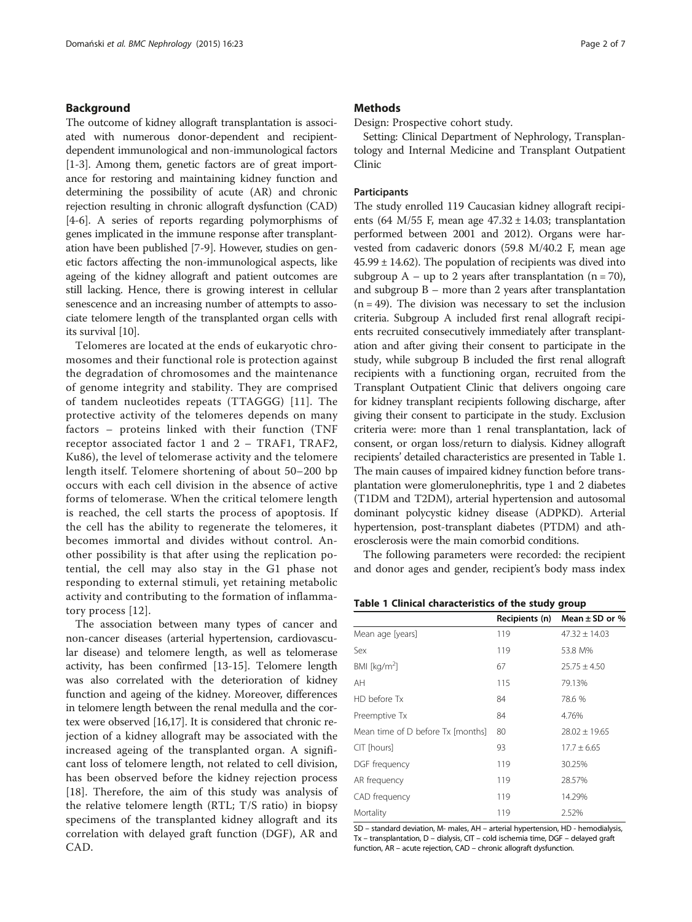## Background

The outcome of kidney allograft transplantation is associated with numerous donor-dependent and recipient-dependent immunological and non-immunological factors [1-3]. Among them, genetic factors are of great importance for restoring and maintaining kidney function and determining the possibility of acute (AR) and chronic rejection resulting in chronic allograft dysfunction (CAD) [4-6]. A series of reports regarding polymorphisms of genes implicated in the immune response after transplantation have been published [7-9]. However, studies on genetic factors affecting the non-immunological aspects, like ageing of the kidney allograft and patient outcomes are still lacking. Hence, there is growing interest in cellular senescence and an increasing number of attempts to associate telomere length of the transplanted organ cells with its survival [10].

Telomeres are located at the ends of eukaryotic chromosomes and their functional role is protection against the degradation of chromosomes and the maintenance of genome integrity and stability. They are comprised of tandem nucleotides repeats (TTAGGG) [11]. The protective activity of the telomeres depends on many factors – proteins linked with their function (TNF receptor associated factor 1 and 2 – TRAF1, TRAF2, Ku86), the level of telomerase activity and the telomere length itself. Telomere shortening of about 50–200 bp occurs with each cell division in the absence of active forms of telomerase. When the critical telomere length is reached, the cell starts the process of apoptosis. If the cell has the ability to regenerate the telomeres, it becomes immortal and divides without control. Another possibility is that after using the replication potential, the cell may also stay in the G1 phase not responding to external stimuli, yet retaining metabolic activity and contributing to the formation of inflammatory process [12].

The association between many types of cancer and non-cancer diseases (arterial hypertension, cardiovascular disease) and telomere length, as well as telomerase activity, has been confirmed [13-15]. Telomere length was also correlated with the deterioration of kidney function and ageing of the kidney. Moreover, differences in telomere length between the renal medulla and the cortex were observed [16,17]. It is considered that chronic rejection of a kidney allograft may be associated with the increased ageing of the transplanted organ. A significant loss of telomere length, not related to cell division, has been observed before the kidney rejection process [18]. Therefore, the aim of this study was analysis of the relative telomere length (RTL; T/S ratio) in biopsy specimens of the transplanted kidney allograft and its correlation with delayed graft function (DGF), AR and CAD.

## Methods

Design: Prospective cohort study.

Setting: Clinical Department of Nephrology, Transplantology and Internal Medicine and Transplant Outpatient Clinic

### Participants

The study enrolled 119 Caucasian kidney allograft recipients (64 M/55 F, mean age 47.32 ± 14.03; transplantation performed between 2001 and 2012). Organs were harvested from cadaveric donors (59.8 M/40.2 F, mean age 45.99 ± 14.62). The population of recipients was dived into subgroup A – up to 2 years after transplantation (n = 70), and subgroup B – more than 2 years after transplantation (n = 49). The division was necessary to set the inclusion criteria. Subgroup A included first renal allograft recipients recruited consecutively immediately after transplantation and after giving their consent to participate in the study, while subgroup B included the first renal allograft recipients with a functioning organ, recruited from the Transplant Outpatient Clinic that delivers ongoing care for kidney transplant recipients following discharge, after giving their consent to participate in the study. Exclusion criteria were: more than 1 renal transplantation, lack of consent, or organ loss/return to dialysis. Kidney allograft recipients' detailed characteristics are presented in Table 1. The main causes of impaired kidney function before transplantation were glomerulonephritis, type 1 and 2 diabetes (T1DM and T2DM), arterial hypertension and autosomal dominant polycystic kidney disease (ADPKD). Arterial hypertension, post-transplant diabetes (PTDM) and atherosclerosis were the main comorbid conditions.

The following parameters were recorded: the recipient and donor ages and gender, recipient's body mass index

**Table 1 Clinical characteristics of the study group**

| | Recipients (n) | Mean ± SD or % |
|---|---|---|
| Mean age [years] | 119 | 47.32 ± 14.03 |
| Sex | 119 | 53.8 M% |
| BMI [kg/m$^2$] | 67 | 25.75 ± 4.50 |
| AH | 115 | 79.13% |
| HD before Tx | 84 | 78.6 % |
| Preemptive Tx | 84 | 4.76% |
| Mean time of D before Tx [months] | 80 | 28.02 ± 19.65 |
| CIT [hours] | 93 | 17.7 ± 6.65 |
| DGF frequency | 119 | 30.25% |
| AR frequency | 119 | 28.57% |
| CAD frequency | 119 | 14.29% |
| Mortality | 119 | 2.52% |

SD – standard deviation, M- males, AH – arterial hypertension, HD - hemodialysis, Tx – transplantation, D – dialysis, CIT – cold ischemia time, DGF – delayed graft function, AR – acute rejection, CAD – chronic allograft dysfunction.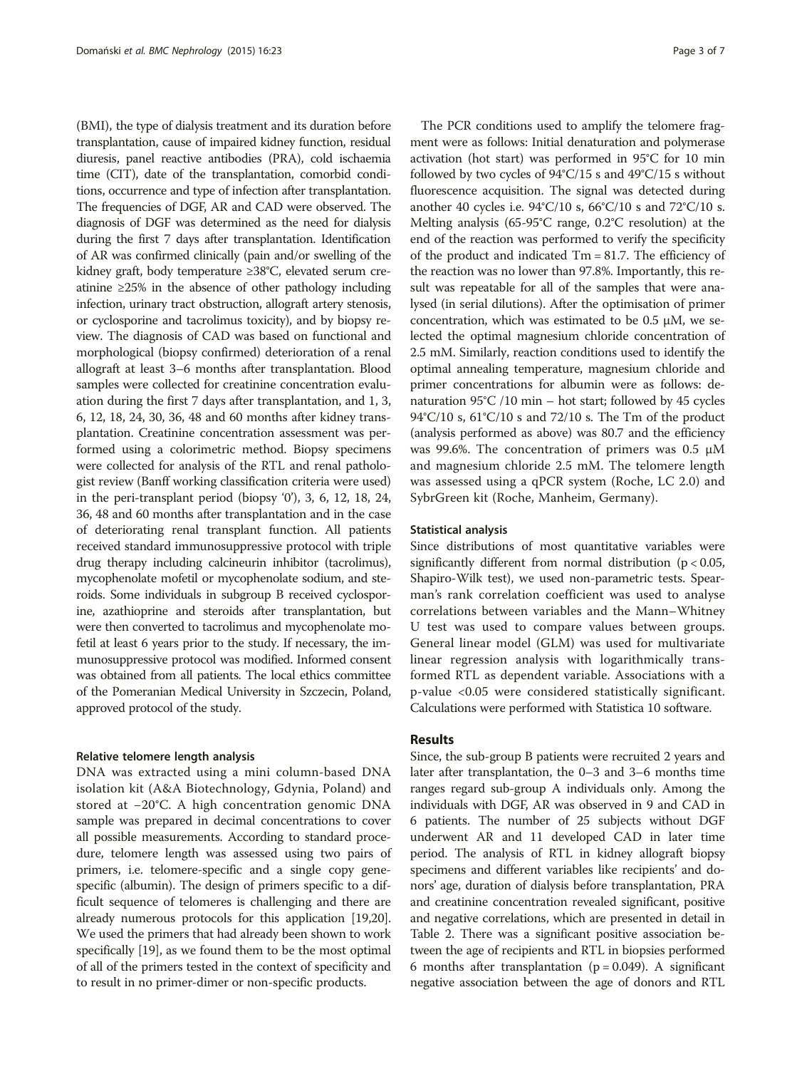(BMI), the type of dialysis treatment and its duration before transplantation, cause of impaired kidney function, residual diuresis, panel reactive antibodies (PRA), cold ischaemia time (CIT), date of the transplantation, comorbid conditions, occurrence and type of infection after transplantation. The frequencies of DGF, AR and CAD were observed. The diagnosis of DGF was determined as the need for dialysis during the first 7 days after transplantation. Identification of AR was confirmed clinically (pain and/or swelling of the kidney graft, body temperature ≥38°C, elevated serum creatinine ≥25% in the absence of other pathology including infection, urinary tract obstruction, allograft artery stenosis, or cyclosporine and tacrolimus toxicity), and by biopsy review. The diagnosis of CAD was based on functional and morphological (biopsy confirmed) deterioration of a renal allograft at least 3–6 months after transplantation. Blood samples were collected for creatinine concentration evaluation during the first 7 days after transplantation, and 1, 3, 6, 12, 18, 24, 30, 36, 48 and 60 months after kidney transplantation. Creatinine concentration assessment was performed using a colorimetric method. Biopsy specimens were collected for analysis of the RTL and renal pathologist review (Banff working classification criteria were used) in the peri-transplant period (biopsy '0'), 3, 6, 12, 18, 24, 36, 48 and 60 months after transplantation and in the case of deteriorating renal transplant function. All patients received standard immunosuppressive protocol with triple drug therapy including calcineurin inhibitor (tacrolimus), mycophenolate mofetil or mycophenolate sodium, and steroids. Some individuals in subgroup B received cyclosporine, azathioprine and steroids after transplantation, but were then converted to tacrolimus and mycophenolate mofetil at least 6 years prior to the study. If necessary, the immunosuppressive protocol was modified. Informed consent was obtained from all patients. The local ethics committee of the Pomeranian Medical University in Szczecin, Poland, approved protocol of the study.

### Relative telomere length analysis

DNA was extracted using a mini column-based DNA isolation kit (A&A Biotechnology, Gdynia, Poland) and stored at −20°C. A high concentration genomic DNA sample was prepared in decimal concentrations to cover all possible measurements. According to standard procedure, telomere length was assessed using two pairs of primers, i.e. telomere-specific and a single copy gene-specific (albumin). The design of primers specific to a difficult sequence of telomeres is challenging and there are already numerous protocols for this application [19,20]. We used the primers that had already been shown to work specifically [19], as we found them to be the most optimal of all of the primers tested in the context of specificity and to result in no primer-dimer or non-specific products.

The PCR conditions used to amplify the telomere fragment were as follows: Initial denaturation and polymerase activation (hot start) was performed in 95°C for 10 min followed by two cycles of 94°C/15 s and 49°C/15 s without fluorescence acquisition. The signal was detected during another 40 cycles i.e. 94°C/10 s, 66°C/10 s and 72°C/10 s. Melting analysis (65-95°C range, 0.2°C resolution) at the end of the reaction was performed to verify the specificity of the product and indicated Tm = 81.7. The efficiency of the reaction was no lower than 97.8%. Importantly, this result was repeatable for all of the samples that were analysed (in serial dilutions). After the optimisation of primer concentration, which was estimated to be 0.5 μM, we selected the optimal magnesium chloride concentration of 2.5 mM. Similarly, reaction conditions used to identify the optimal annealing temperature, magnesium chloride and primer concentrations for albumin were as follows: denaturation 95°C /10 min – hot start; followed by 45 cycles 94°C/10 s, 61°C/10 s and 72/10 s. The Tm of the product (analysis performed as above) was 80.7 and the efficiency was 99.6%. The concentration of primers was 0.5 μM and magnesium chloride 2.5 mM. The telomere length was assessed using a qPCR system (Roche, LC 2.0) and SybrGreen kit (Roche, Manheim, Germany).

### Statistical analysis

Since distributions of most quantitative variables were significantly different from normal distribution ($p < 0.05$, Shapiro-Wilk test), we used non-parametric tests. Spearman's rank correlation coefficient was used to analyse correlations between variables and the Mann–Whitney U test was used to compare values between groups. General linear model (GLM) was used for multivariate linear regression analysis with logarithmically transformed RTL as dependent variable. Associations with a p-value <0.05 were considered statistically significant. Calculations were performed with Statistica 10 software.

## Results

Since, the sub-group B patients were recruited 2 years and later after transplantation, the 0–3 and 3–6 months time ranges regard sub-group A individuals only. Among the individuals with DGF, AR was observed in 9 and CAD in 6 patients. The number of 25 subjects without DGF underwent AR and 11 developed CAD in later time period. The analysis of RTL in kidney allograft biopsy specimens and different variables like recipients' and donors' age, duration of dialysis before transplantation, PRA and creatinine concentration revealed significant, positive and negative correlations, which are presented in detail in Table 2. There was a significant positive association between the age of recipients and RTL in biopsies performed 6 months after transplantation ($p = 0.049$). A significant negative association between the age of donors and RTL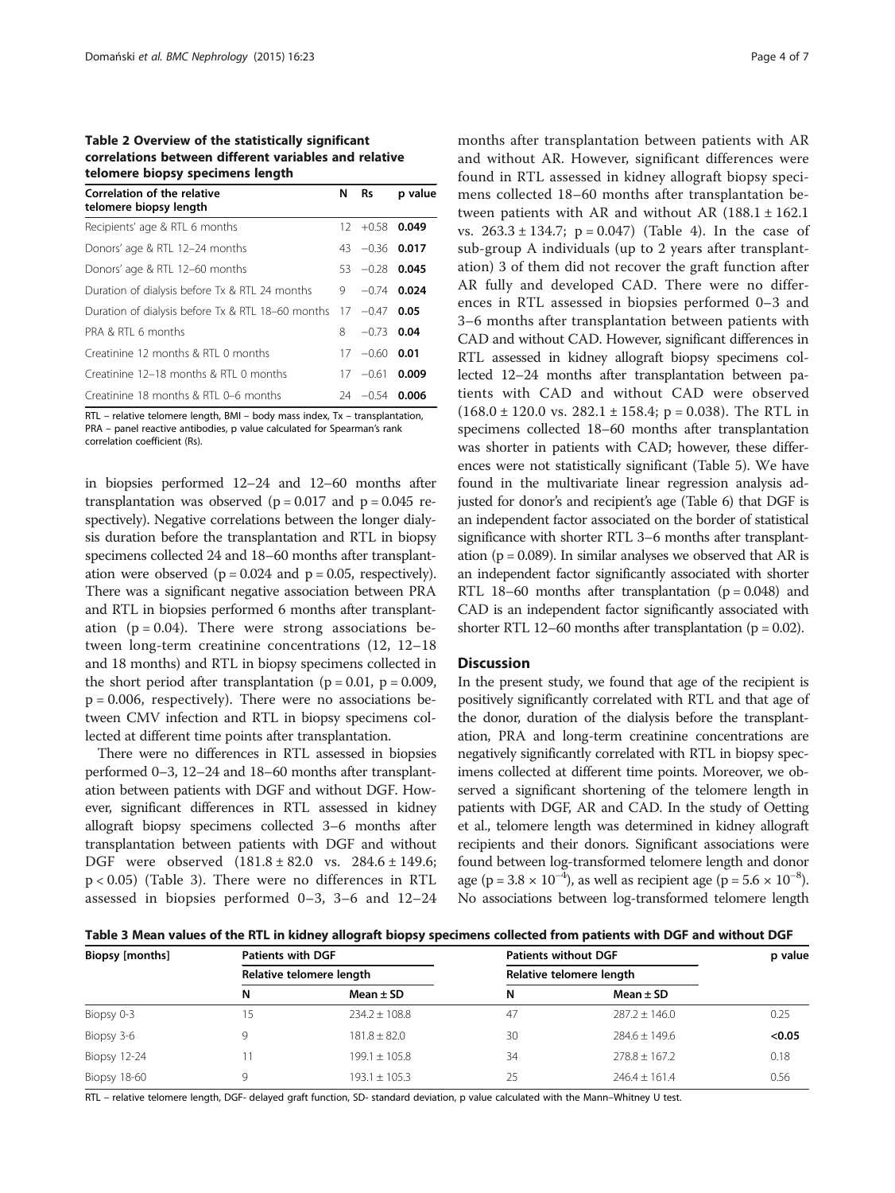**Table 2 Overview of the statistically significant correlations between different variables and relative telomere biopsy specimens length**

| Correlation of the relative telomere biopsy length | N | Rs | p value |
|---|---|---|---|
| Recipients' age & RTL 6 months | 12 | +0.58 | **0.049** |
| Donors' age & RTL 12–24 months | 43 | −0.36 | **0.017** |
| Donors' age & RTL 12–60 months | 53 | −0.28 | **0.045** |
| Duration of dialysis before Tx & RTL 24 months | 9 | −0.74 | **0.024** |
| Duration of dialysis before Tx & RTL 18–60 months | 17 | −0.47 | **0.05** |
| PRA & RTL 6 months | 8 | −0.73 | **0.04** |
| Creatinine 12 months & RTL 0 months | 17 | −0.60 | **0.01** |
| Creatinine 12–18 months & RTL 0 months | 17 | −0.61 | **0.009** |
| Creatinine 18 months & RTL 0–6 months | 24 | −0.54 | **0.006** |

RTL – relative telomere length, BMI – body mass index, Tx – transplantation, PRA – panel reactive antibodies, p value calculated for Spearman's rank correlation coefficient (Rs).

in biopsies performed 12–24 and 12–60 months after transplantation was observed ($p = 0.017$ and $p = 0.045$ respectively). Negative correlations between the longer dialysis duration before the transplantation and RTL in biopsy specimens collected 24 and 18–60 months after transplantation were observed ($p = 0.024$ and $p = 0.05$, respectively). There was a significant negative association between PRA and RTL in biopsies performed 6 months after transplantation ($p = 0.04$). There were strong associations between long-term creatinine concentrations (12, 12–18 and 18 months) and RTL in biopsy specimens collected in the short period after transplantation ($p = 0.01$, $p = 0.009$, $p = 0.006$, respectively). There were no associations between CMV infection and RTL in biopsy specimens collected at different time points after transplantation.

There were no differences in RTL assessed in biopsies performed 0–3, 12–24 and 18–60 months after transplantation between patients with DGF and without DGF. However, significant differences in RTL assessed in kidney allograft biopsy specimens collected 3–6 months after transplantation between patients with DGF and without DGF were observed ($181.8 \pm 82.0$ vs. $284.6 \pm 149.6$; $p < 0.05$) (Table 3). There were no differences in RTL assessed in biopsies performed 0–3, 3–6 and 12–24 months after transplantation between patients with AR and without AR. However, significant differences were found in RTL assessed in kidney allograft biopsy specimens collected 18–60 months after transplantation between patients with AR and without AR ($188.1 \pm 162.1$ vs. $263.3 \pm 134.7$; $p = 0.047$) (Table 4). In the case of sub-group A individuals (up to 2 years after transplantation) 3 of them did not recover the graft function after AR fully and developed CAD. There were no differences in RTL assessed in biopsies performed 0–3 and 3–6 months after transplantation between patients with CAD and without CAD. However, significant differences in RTL assessed in kidney allograft biopsy specimens collected 12–24 months after transplantation between patients with CAD and without CAD were observed ($168.0 \pm 120.0$ vs. $282.1 \pm 158.4$; $p = 0.038$). The RTL in specimens collected 18–60 months after transplantation was shorter in patients with CAD; however, these differences were not statistically significant (Table 5). We have found in the multivariate linear regression analysis adjusted for donor's and recipient's age (Table 6) that DGF is an independent factor associated on the border of statistical significance with shorter RTL 3–6 months after transplantation ($p = 0.089$). In similar analyses we observed that AR is an independent factor significantly associated with shorter RTL 18–60 months after transplantation ($p = 0.048$) and CAD is an independent factor significantly associated with shorter RTL 12–60 months after transplantation ($p = 0.02$).

## Discussion

In the present study, we found that age of the recipient is positively significantly correlated with RTL and that age of the donor, duration of the dialysis before the transplantation, PRA and long-term creatinine concentrations are negatively significantly correlated with RTL in biopsy specimens collected at different time points. Moreover, we observed a significant shortening of the telomere length in patients with DGF, AR and CAD. In the study of Oetting et al., telomere length was determined in kidney allograft recipients and their donors. Significant associations were found between log-transformed telomere length and donor age ($p = 3.8 \times 10^{-4}$), as well as recipient age ($p = 5.6 \times 10^{-8}$). No associations between log-transformed telomere length

**Table 3 Mean values of the RTL in kidney allograft biopsy specimens collected from patients with DGF and without DGF**

| Biopsy [months] | Patients with DGF | | Patients without DGF | | p value |
|---|---|---|---|---|---|
| | Relative telomere length | | Relative telomere length | | |
| | N | Mean ± SD | N | Mean ± SD | |
| Biopsy 0-3 | 15 | 234.2 ± 108.8 | 47 | 287.2 ± 146.0 | 0.25 |
| Biopsy 3-6 | 9 | 181.8 ± 82.0 | 30 | 284.6 ± 149.6 | **<0.05** |
| Biopsy 12-24 | 11 | 199.1 ± 105.8 | 34 | 278.8 ± 167.2 | 0.18 |
| Biopsy 18-60 | 9 | 193.1 ± 105.3 | 25 | 246.4 ± 161.4 | 0.56 |

RTL – relative telomere length, DGF- delayed graft function, SD- standard deviation, p value calculated with the Mann–Whitney U test.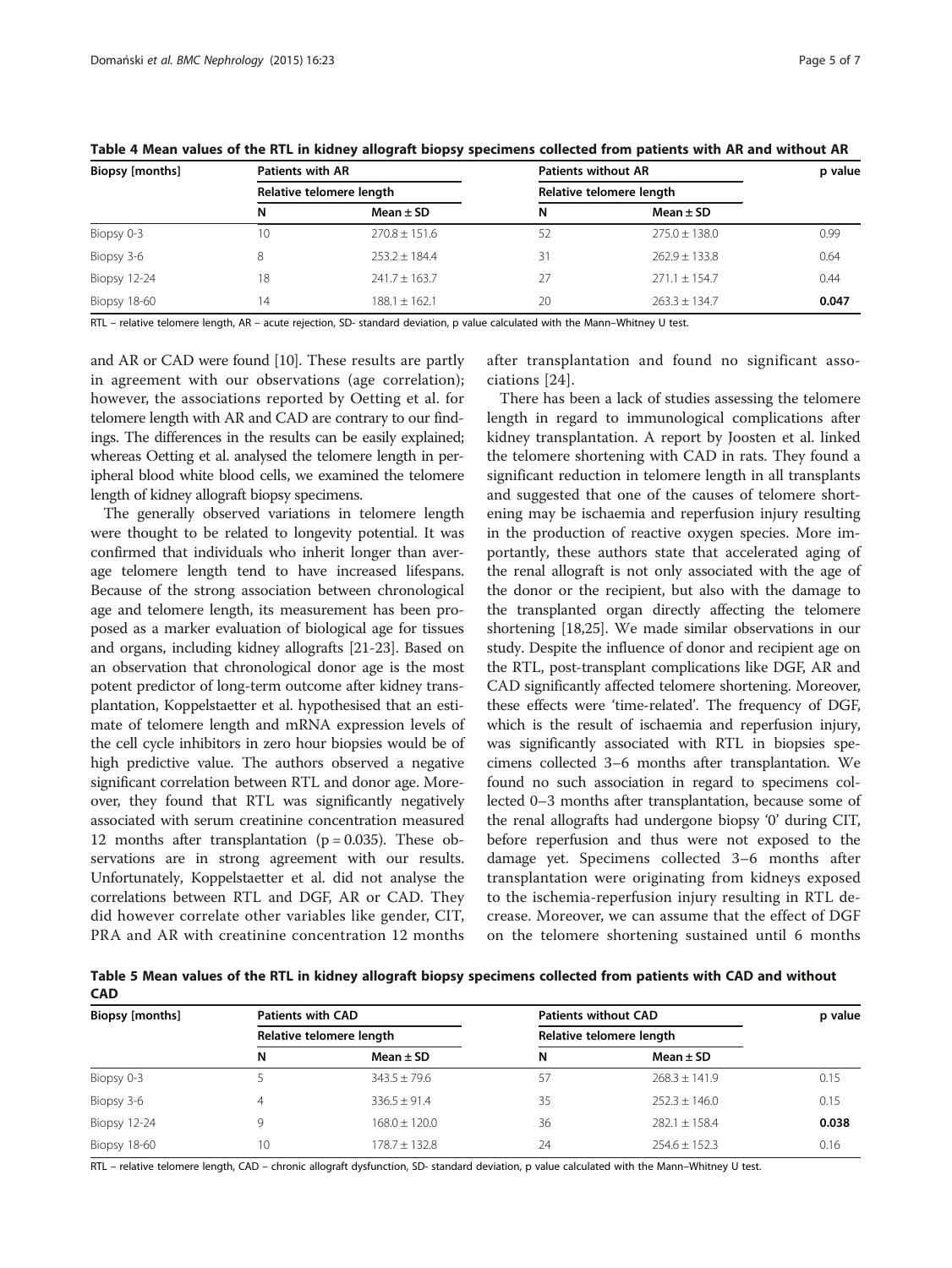**Table 4 Mean values of the RTL in kidney allograft biopsy specimens collected from patients with AR and without AR**

| Biopsy [months] | Patients with AR | | Patients without AR | | p value |
|---|---|---|---|---|---|
| | Relative telomere length | | Relative telomere length | | |
| | N | Mean ± SD | N | Mean ± SD | |
| Biopsy 0-3 | 10 | 270.8 ± 151.6 | 52 | 275.0 ± 138.0 | 0.99 |
| Biopsy 3-6 | 8 | 253.2 ± 184.4 | 31 | 262.9 ± 133.8 | 0.64 |
| Biopsy 12-24 | 18 | 241.7 ± 163.7 | 27 | 271.1 ± 154.7 | 0.44 |
| Biopsy 18-60 | 14 | 188.1 ± 162.1 | 20 | 263.3 ± 134.7 | **0.047** |

RTL – relative telomere length, AR – acute rejection, SD- standard deviation, p value calculated with the Mann–Whitney U test.

and AR or CAD were found [10]. These results are partly in agreement with our observations (age correlation); however, the associations reported by Oetting et al. for telomere length with AR and CAD are contrary to our findings. The differences in the results can be easily explained; whereas Oetting et al. analysed the telomere length in peripheral blood white blood cells, we examined the telomere length of kidney allograft biopsy specimens.

The generally observed variations in telomere length were thought to be related to longevity potential. It was confirmed that individuals who inherit longer than average telomere length tend to have increased lifespans. Because of the strong association between chronological age and telomere length, its measurement has been proposed as a marker evaluation of biological age for tissues and organs, including kidney allografts [21-23]. Based on an observation that chronological donor age is the most potent predictor of long-term outcome after kidney transplantation, Koppelstaetter et al. hypothesised that an estimate of telomere length and mRNA expression levels of the cell cycle inhibitors in zero hour biopsies would be of high predictive value. The authors observed a negative significant correlation between RTL and donor age. Moreover, they found that RTL was significantly negatively associated with serum creatinine concentration measured 12 months after transplantation ($p = 0.035$). These observations are in strong agreement with our results. Unfortunately, Koppelstaetter et al. did not analyse the correlations between RTL and DGF, AR or CAD. They did however correlate other variables like gender, CIT, PRA and AR with creatinine concentration 12 months after transplantation and found no significant associations [24].

There has been a lack of studies assessing the telomere length in regard to immunological complications after kidney transplantation. A report by Joosten et al. linked the telomere shortening with CAD in rats. They found a significant reduction in telomere length in all transplants and suggested that one of the causes of telomere shortening may be ischaemia and reperfusion injury resulting in the production of reactive oxygen species. More importantly, these authors state that accelerated aging of the renal allograft is not only associated with the age of the donor or the recipient, but also with the damage to the transplanted organ directly affecting the telomere shortening [18,25]. We made similar observations in our study. Despite the influence of donor and recipient age on the RTL, post-transplant complications like DGF, AR and CAD significantly affected telomere shortening. Moreover, these effects were 'time-related'. The frequency of DGF, which is the result of ischaemia and reperfusion injury, was significantly associated with RTL in biopsies specimens collected 3–6 months after transplantation. We found no such association in regard to specimens collected 0–3 months after transplantation, because some of the renal allografts had undergone biopsy '0' during CIT, before reperfusion and thus were not exposed to the damage yet. Specimens collected 3–6 months after transplantation were originating from kidneys exposed to the ischemia-reperfusion injury resulting in RTL decrease. Moreover, we can assume that the effect of DGF on the telomere shortening sustained until 6 months

**Table 5 Mean values of the RTL in kidney allograft biopsy specimens collected from patients with CAD and without CAD**

| Biopsy [months] | Patients with CAD | | Patients without CAD | | p value |
|---|---|---|---|---|---|
| | Relative telomere length | | Relative telomere length | | |
| | N | Mean ± SD | N | Mean ± SD | |
| Biopsy 0-3 | 5 | 343.5 ± 79.6 | 57 | 268.3 ± 141.9 | 0.15 |
| Biopsy 3-6 | 4 | 336.5 ± 91.4 | 35 | 252.3 ± 146.0 | 0.15 |
| Biopsy 12-24 | 9 | 168.0 ± 120.0 | 36 | 282.1 ± 158.4 | **0.038** |
| Biopsy 18-60 | 10 | 178.7 ± 132.8 | 24 | 254.6 ± 152.3 | 0.16 |

RTL – relative telomere length, CAD – chronic allograft dysfunction, SD- standard deviation, p value calculated with the Mann–Whitney U test.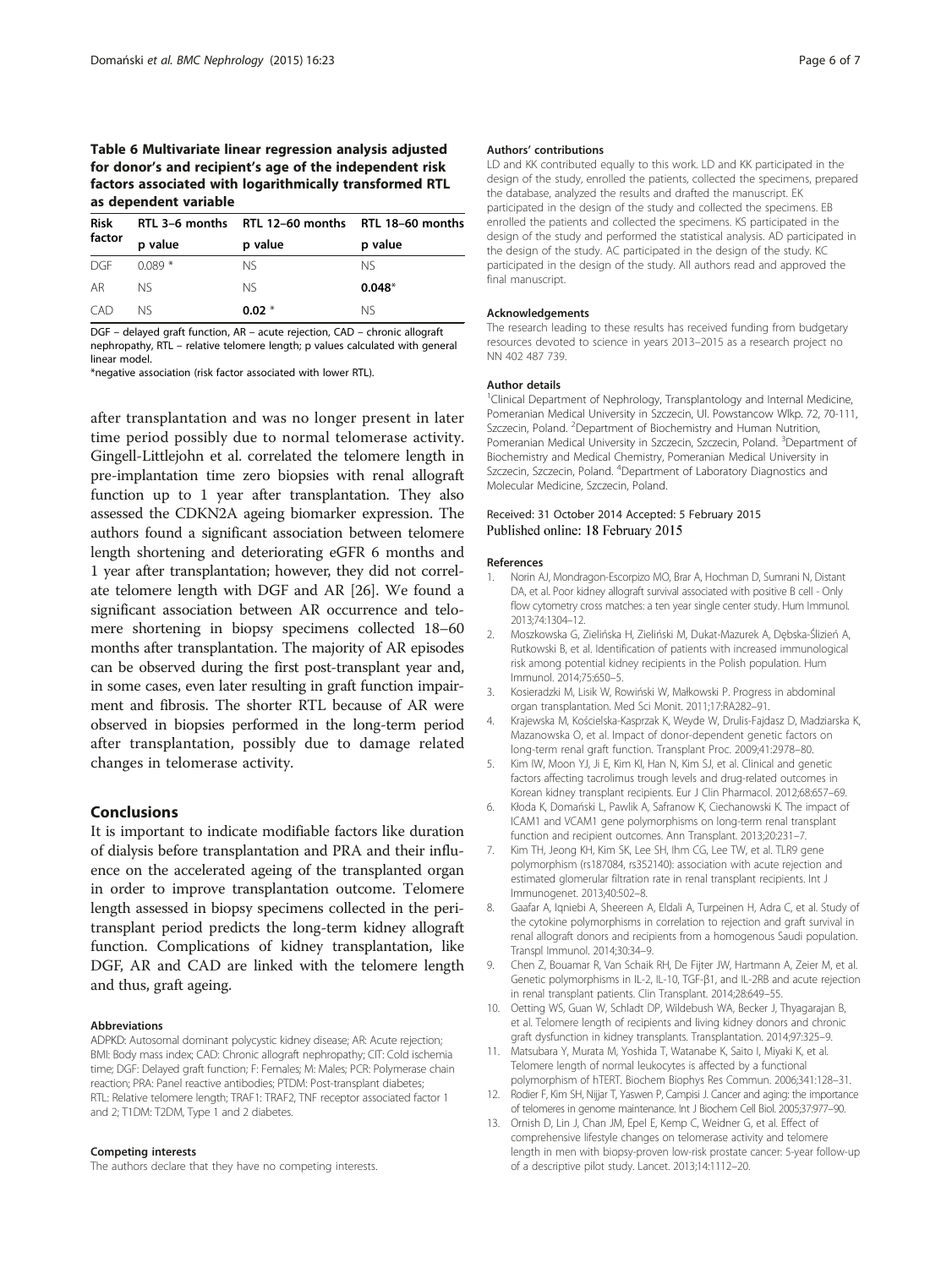**Table 6 Multivariate linear regression analysis adjusted for donor's and recipient's age of the independent risk factors associated with logarithmically transformed RTL as dependent variable**

| Risk factor | RTL 3–6 months | RTL 12–60 months | RTL 18–60 months |
|---|---|---|---|
| | p value | p value | p value |
| DGF | 0.089 * | NS | NS |
| AR | NS | NS | **0.048***|
| CAD | NS | **0.02** * | NS |

DGF – delayed graft function, AR – acute rejection, CAD – chronic allograft nephropathy, RTL – relative telomere length; p values calculated with general linear model.
*negative association (risk factor associated with lower RTL).

after transplantation and was no longer present in later time period possibly due to normal telomerase activity. Gingell-Littlejohn et al. correlated the telomere length in pre-implantation time zero biopsies with renal allograft function up to 1 year after transplantation. They also assessed the CDKN2A ageing biomarker expression. The authors found a significant association between telomere length shortening and deteriorating eGFR 6 months and 1 year after transplantation; however, they did not correlate telomere length with DGF and AR [26]. We found a significant association between AR occurrence and telomere shortening in biopsy specimens collected 18–60 months after transplantation. The majority of AR episodes can be observed during the first post-transplant year and, in some cases, even later resulting in graft function impairment and fibrosis. The shorter RTL because of AR were observed in biopsies performed in the long-term period after transplantation, possibly due to damage related changes in telomerase activity.

## Conclusions

It is important to indicate modifiable factors like duration of dialysis before transplantation and PRA and their influence on the accelerated ageing of the transplanted organ in order to improve transplantation outcome. Telomere length assessed in biopsy specimens collected in the peritransplant period predicts the long-term kidney allograft function. Complications of kidney transplantation, like DGF, AR and CAD are linked with the telomere length and thus, graft ageing.

#### Abbreviations

ADPKD: Autosomal dominant polycystic kidney disease; AR: Acute rejection; BMI: Body mass index; CAD: Chronic allograft nephropathy; CIT: Cold ischemia time; DGF: Delayed graft function; F: Females; M: Males; PCR: Polymerase chain reaction; PRA: Panel reactive antibodies; PTDM: Post-transplant diabetes; RTL: Relative telomere length; TRAF1: TRAF2, TNF receptor associated factor 1 and 2; T1DM: T2DM, Type 1 and 2 diabetes.

#### Competing interests

The authors declare that they have no competing interests.

#### Authors' contributions

LD and KK contributed equally to this work. LD and KK participated in the design of the study, enrolled the patients, collected the specimens, prepared the database, analyzed the results and drafted the manuscript. EK participated in the design of the study and collected the specimens. EB enrolled the patients and collected the specimens. KS participated in the design of the study and performed the statistical analysis. AD participated in the design of the study. AC participated in the design of the study. KC participated in the design of the study. All authors read and approved the final manuscript.

#### Acknowledgements

The research leading to these results has received funding from budgetary resources devoted to science in years 2013–2015 as a research project no NN 402 487 739.

#### Author details

[1]Clinical Department of Nephrology, Transplantology and Internal Medicine, Pomeranian Medical University in Szczecin, Ul. Powstancow Wlkp. 72, 70-111, Szczecin, Poland. [2]Department of Biochemistry and Human Nutrition, Pomeranian Medical University in Szczecin, Szczecin, Poland. [3]Department of Biochemistry and Medical Chemistry, Pomeranian Medical University in Szczecin, Szczecin, Poland. [4]Department of Laboratory Diagnostics and Molecular Medicine, Szczecin, Poland.

Received: 31 October 2014 Accepted: 5 February 2015
Published online: 18 February 2015

#### References

1. Norin AJ, Mondragon-Escorpizo MO, Brar A, Hochman D, Sumrani N, Distant DA, et al. Poor kidney allograft survival associated with positive B cell - Only flow cytometry cross matches: a ten year single center study. Hum Immunol. 2013;74:1304–12.
2. Moszkowska G, Zielińska H, Zieliński M, Dukat-Mazurek A, Dębska-Ślizień A, Rutkowski B, et al. Identification of patients with increased immunological risk among potential kidney recipients in the Polish population. Hum Immunol. 2014;75:650–5.
3. Kosieradzki M, Lisik W, Rowiński W, Małkowski P. Progress in abdominal organ transplantation. Med Sci Monit. 2011;17:RA282–91.
4. Krajewska M, Kościelska-Kasprzak K, Weyde W, Drulis-Fajdasz D, Madziarska K, Mazanowska O, et al. Impact of donor-dependent genetic factors on long-term renal graft function. Transplant Proc. 2009;41:2978–80.
5. Kim IW, Moon YJ, Ji E, Kim KI, Han N, Kim SJ, et al. Clinical and genetic factors affecting tacrolimus trough levels and drug-related outcomes in Korean kidney transplant recipients. Eur J Clin Pharmacol. 2012;68:657–69.
6. Kłoda K, Domański L, Pawlik A, Safranow K, Ciechanowski K. The impact of ICAM1 and VCAM1 gene polymorphisms on long-term renal transplant function and recipient outcomes. Ann Transplant. 2013;20:231–7.
7. Kim TH, Jeong KH, Kim SK, Lee SH, Ihm CG, Lee TW, et al. TLR9 gene polymorphism (rs187084, rs352140): association with acute rejection and estimated glomerular filtration rate in renal transplant recipients. Int J Immunogenet. 2013;40:502–8.
8. Gaafar A, Iqniebi A, Sheereen A, Eldali A, Turpeinen H, Adra C, et al. Study of the cytokine polymorphisms in correlation to rejection and graft survival in renal allograft donors and recipients from a homogenous Saudi population. Transpl Immunol. 2014;30:34–9.
9. Chen Z, Bouamar R, Van Schaik RH, De Fijter JW, Hartmann A, Zeier M, et al. Genetic polymorphisms in IL-2, IL-10, TGF-β1, and IL-2RB and acute rejection in renal transplant patients. Clin Transplant. 2014;28:649–55.
10. Oetting WS, Guan W, Schladt DP, Wildebush WA, Becker J, Thyagarajan B, et al. Telomere length of recipients and living kidney donors and chronic graft dysfunction in kidney transplants. Transplantation. 2014;97:325–9.
11. Matsubara Y, Murata M, Yoshida T, Watanabe K, Saito I, Miyaki K, et al. Telomere length of normal leukocytes is affected by a functional polymorphism of hTERT. Biochem Biophys Res Commun. 2006;341:128–31.
12. Rodier F, Kim SH, Nijjar T, Yaswen P, Campisi J. Cancer and aging: the importance of telomeres in genome maintenance. Int J Biochem Cell Biol. 2005;37:977–90.
13. Ornish D, Lin J, Chan JM, Epel E, Kemp C, Weidner G, et al. Effect of comprehensive lifestyle changes on telomerase activity and telomere length in men with biopsy-proven low-risk prostate cancer: 5-year follow-up of a descriptive pilot study. Lancet. 2013;14:1112–20.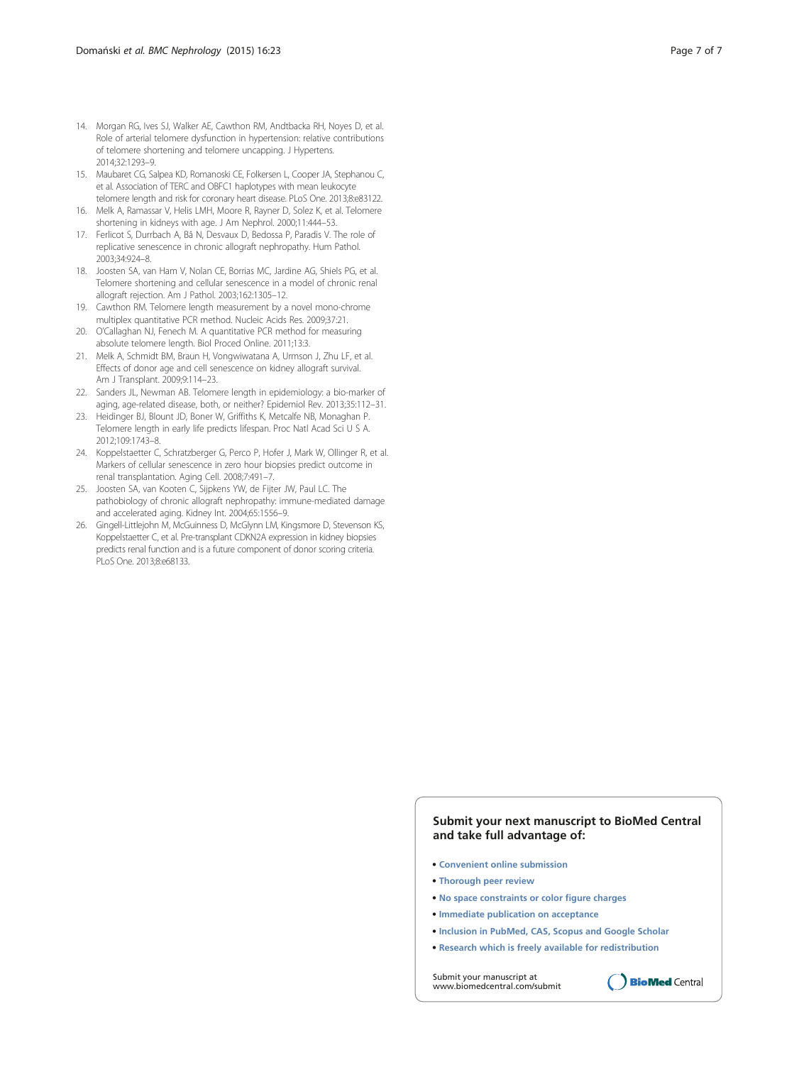14. Morgan RG, Ives SJ, Walker AE, Cawthon RM, Andtbacka RH, Noyes D, et al. Role of arterial telomere dysfunction in hypertension: relative contributions of telomere shortening and telomere uncapping. J Hypertens. 2014;32:1293–9.
15. Maubaret CG, Salpea KD, Romanoski CE, Folkersen L, Cooper JA, Stephanou C, et al. Association of TERC and OBFC1 haplotypes with mean leukocyte telomere length and risk for coronary heart disease. PLoS One. 2013;8:e83122.
16. Melk A, Ramassar V, Helis LMH, Moore R, Rayner D, Solez K, et al. Telomere shortening in kidneys with age. J Am Nephrol. 2000;11:444–53.
17. Ferlicot S, Durrbach A, Bâ N, Desvaux D, Bedossa P, Paradis V. The role of replicative senescence in chronic allograft nephropathy. Hum Pathol. 2003;34:924–8.
18. Joosten SA, van Ham V, Nolan CE, Borrias MC, Jardine AG, Shiels PG, et al. Telomere shortening and cellular senescence in a model of chronic renal allograft rejection. Am J Pathol. 2003;162:1305–12.
19. Cawthon RM. Telomere length measurement by a novel mono-chrome multiplex quantitative PCR method. Nucleic Acids Res. 2009;37:21.
20. O'Callaghan NJ, Fenech M. A quantitative PCR method for measuring absolute telomere length. Biol Proced Online. 2011;13:3.
21. Melk A, Schmidt BM, Braun H, Vongwiwatana A, Urmson J, Zhu LF, et al. Effects of donor age and cell senescence on kidney allograft survival. Am J Transplant. 2009;9:114–23.
22. Sanders JL, Newman AB. Telomere length in epidemiology: a bio-marker of aging, age-related disease, both, or neither? Epidemiol Rev. 2013;35:112–31.
23. Heidinger BJ, Blount JD, Boner W, Griffiths K, Metcalfe NB, Monaghan P. Telomere length in early life predicts lifespan. Proc Natl Acad Sci U S A. 2012;109:1743–8.
24. Koppelstaetter C, Schratzberger G, Perco P, Hofer J, Mark W, Ollinger R, et al. Markers of cellular senescence in zero hour biopsies predict outcome in renal transplantation. Aging Cell. 2008;7:491–7.
25. Joosten SA, van Kooten C, Sijpkens YW, de Fijter JW, Paul LC. The pathobiology of chronic allograft nephropathy: immune-mediated damage and accelerated aging. Kidney Int. 2004;65:1556–9.
26. Gingell-Littlejohn M, McGuinness D, McGlynn LM, Kingsmore D, Stevenson KS, Koppelstaetter C, et al. Pre-transplant CDKN2A expression in kidney biopsies predicts renal function and is a future component of donor scoring criteria. PLoS One. 2013;8:e68133.

**Submit your next manuscript to BioMed Central and take full advantage of:**

- **Convenient online submission**
- **Thorough peer review**
- **No space constraints or color figure charges**
- **Immediate publication on acceptance**
- **Inclusion in PubMed, CAS, Scopus and Google Scholar**
- **Research which is freely available for redistribution**

Submit your manuscript at
www.biomedcentral.com/submit

BioMed Central